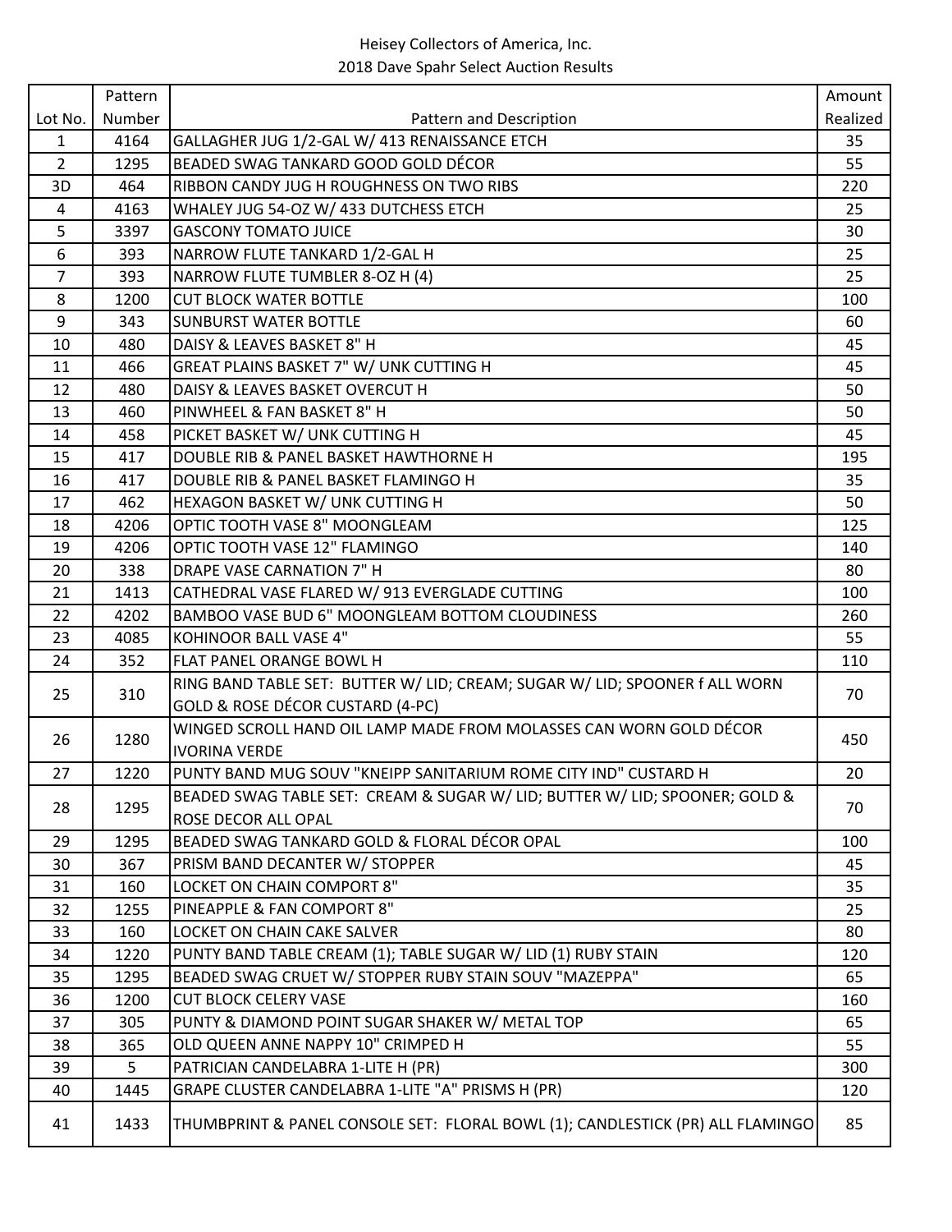# Heisey Collectors of America, Inc.

## 2018 Dave Spahr Select Auction Results

| Lot No. | Pattern Number | Pattern and Description | Amount Realized |
|---|---|---|---|
| 1 | 4164 | GALLAGHER JUG 1/2-GAL W/ 413 RENAISSANCE ETCH | 35 |
| 2 | 1295 | BEADED SWAG TANKARD GOOD GOLD DÉCOR | 55 |
| 3D | 464 | RIBBON CANDY JUG H ROUGHNESS ON TWO RIBS | 220 |
| 4 | 4163 | WHALEY JUG 54-OZ W/ 433 DUTCHESS ETCH | 25 |
| 5 | 3397 | GASCONY TOMATO JUICE | 30 |
| 6 | 393 | NARROW FLUTE TANKARD 1/2-GAL H | 25 |
| 7 | 393 | NARROW FLUTE TUMBLER 8-OZ H (4) | 25 |
| 8 | 1200 | CUT BLOCK WATER BOTTLE | 100 |
| 9 | 343 | SUNBURST WATER BOTTLE | 60 |
| 10 | 480 | DAISY & LEAVES BASKET 8" H | 45 |
| 11 | 466 | GREAT PLAINS BASKET 7" W/ UNK CUTTING H | 45 |
| 12 | 480 | DAISY & LEAVES BASKET OVERCUT H | 50 |
| 13 | 460 | PINWHEEL & FAN BASKET 8" H | 50 |
| 14 | 458 | PICKET BASKET W/ UNK CUTTING H | 45 |
| 15 | 417 | DOUBLE RIB & PANEL BASKET HAWTHORNE H | 195 |
| 16 | 417 | DOUBLE RIB & PANEL BASKET FLAMINGO H | 35 |
| 17 | 462 | HEXAGON BASKET W/ UNK CUTTING H | 50 |
| 18 | 4206 | OPTIC TOOTH VASE 8" MOONGLEAM | 125 |
| 19 | 4206 | OPTIC TOOTH VASE 12" FLAMINGO | 140 |
| 20 | 338 | DRAPE VASE CARNATION 7" H | 80 |
| 21 | 1413 | CATHEDRAL VASE FLARED W/ 913 EVERGLADE CUTTING | 100 |
| 22 | 4202 | BAMBOO VASE BUD 6" MOONGLEAM BOTTOM CLOUDINESS | 260 |
| 23 | 4085 | KOHINOOR BALL VASE 4" | 55 |
| 24 | 352 | FLAT PANEL ORANGE BOWL H | 110 |
| 25 | 310 | RING BAND TABLE SET: BUTTER W/ LID; CREAM; SUGAR W/ LID; SPOONER f ALL WORN GOLD & ROSE DÉCOR CUSTARD (4-PC) | 70 |
| 26 | 1280 | WINGED SCROLL HAND OIL LAMP MADE FROM MOLASSES CAN WORN GOLD DÉCOR IVORINA VERDE | 450 |
| 27 | 1220 | PUNTY BAND MUG SOUV "KNEIPP SANITARIUM ROME CITY IND" CUSTARD H | 20 |
| 28 | 1295 | BEADED SWAG TABLE SET: CREAM & SUGAR W/ LID; BUTTER W/ LID; SPOONER; GOLD & ROSE DECOR ALL OPAL | 70 |
| 29 | 1295 | BEADED SWAG TANKARD GOLD & FLORAL DÉCOR OPAL | 100 |
| 30 | 367 | PRISM BAND DECANTER W/ STOPPER | 45 |
| 31 | 160 | LOCKET ON CHAIN COMPORT 8" | 35 |
| 32 | 1255 | PINEAPPLE & FAN COMPORT 8" | 25 |
| 33 | 160 | LOCKET ON CHAIN CAKE SALVER | 80 |
| 34 | 1220 | PUNTY BAND TABLE CREAM (1); TABLE SUGAR W/ LID (1) RUBY STAIN | 120 |
| 35 | 1295 | BEADED SWAG CRUET W/ STOPPER RUBY STAIN SOUV "MAZEPPA" | 65 |
| 36 | 1200 | CUT BLOCK CELERY VASE | 160 |
| 37 | 305 | PUNTY & DIAMOND POINT SUGAR SHAKER W/ METAL TOP | 65 |
| 38 | 365 | OLD QUEEN ANNE NAPPY 10" CRIMPED H | 55 |
| 39 | 5 | PATRICIAN CANDELABRA 1-LITE H (PR) | 300 |
| 40 | 1445 | GRAPE CLUSTER CANDELABRA 1-LITE "A" PRISMS H (PR) | 120 |
| 41 | 1433 | THUMBPRINT & PANEL CONSOLE SET: FLORAL BOWL (1); CANDLESTICK (PR) ALL FLAMINGO | 85 |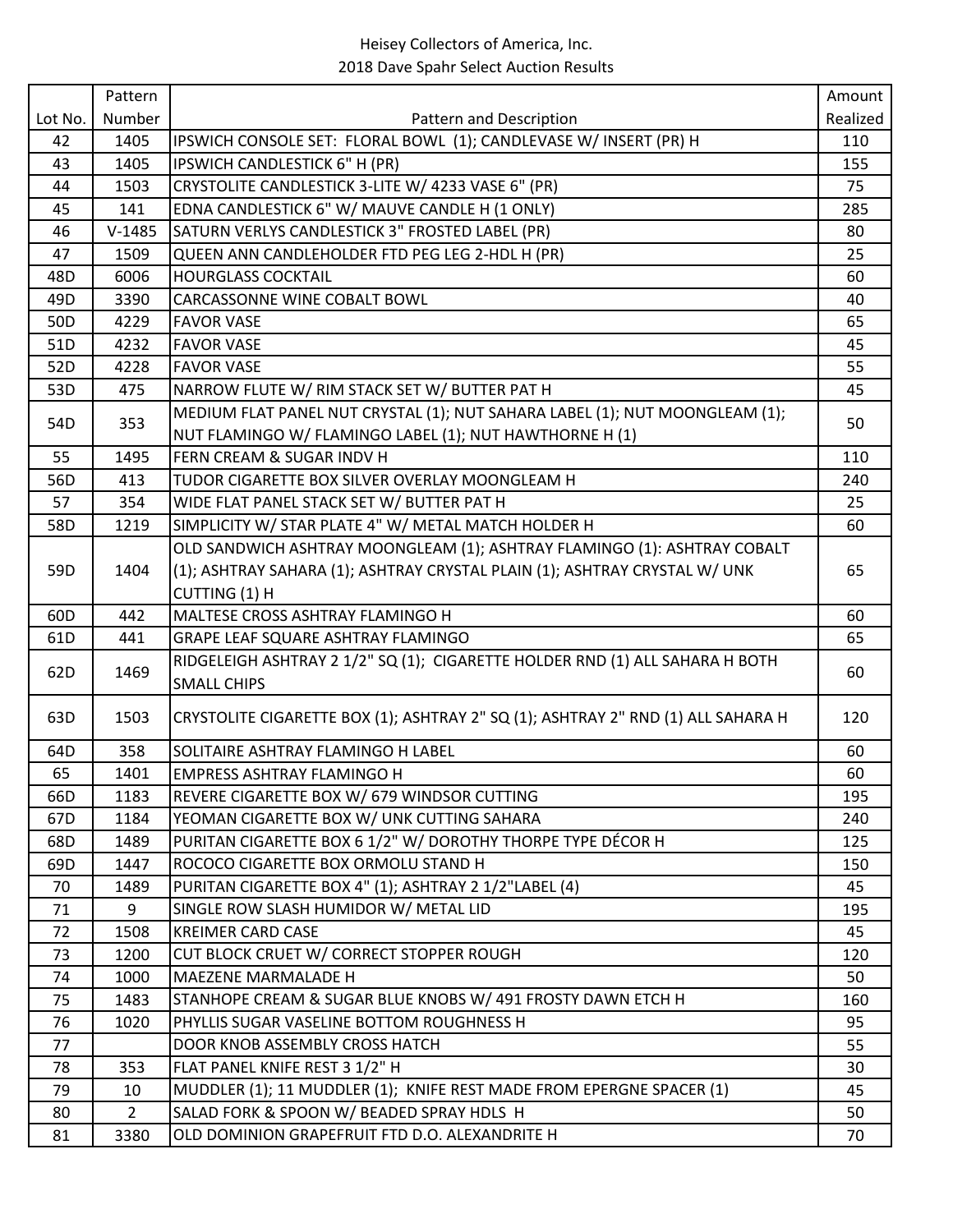Heisey Collectors of America, Inc.
2018 Dave Spahr Select Auction Results

| Lot No. | Pattern Number | Pattern and Description | Amount Realized |
|---|---|---|---|
| 42 | 1405 | IPSWICH CONSOLE SET: FLORAL BOWL (1); CANDLEVASE W/ INSERT (PR) H | 110 |
| 43 | 1405 | IPSWICH CANDLESTICK 6" H (PR) | 155 |
| 44 | 1503 | CRYSTOLITE CANDLESTICK 3-LITE W/ 4233 VASE 6" (PR) | 75 |
| 45 | 141 | EDNA CANDLESTICK 6" W/ MAUVE CANDLE H (1 ONLY) | 285 |
| 46 | V-1485 | SATURN VERLYS CANDLESTICK 3" FROSTED LABEL (PR) | 80 |
| 47 | 1509 | QUEEN ANN CANDLEHOLDER FTD PEG LEG 2-HDL H (PR) | 25 |
| 48D | 6006 | HOURGLASS COCKTAIL | 60 |
| 49D | 3390 | CARCASSONNE WINE COBALT BOWL | 40 |
| 50D | 4229 | FAVOR VASE | 65 |
| 51D | 4232 | FAVOR VASE | 45 |
| 52D | 4228 | FAVOR VASE | 55 |
| 53D | 475 | NARROW FLUTE W/ RIM STACK SET W/ BUTTER PAT H | 45 |
| 54D | 353 | MEDIUM FLAT PANEL NUT CRYSTAL (1); NUT SAHARA LABEL (1); NUT MOONGLEAM (1); NUT FLAMINGO W/ FLAMINGO LABEL (1); NUT HAWTHORNE H (1) | 50 |
| 55 | 1495 | FERN CREAM & SUGAR INDV H | 110 |
| 56D | 413 | TUDOR CIGARETTE BOX SILVER OVERLAY MOONGLEAM H | 240 |
| 57 | 354 | WIDE FLAT PANEL STACK SET W/ BUTTER PAT H | 25 |
| 58D | 1219 | SIMPLICITY W/ STAR PLATE 4" W/ METAL MATCH HOLDER H | 60 |
| 59D | 1404 | OLD SANDWICH ASHTRAY MOONGLEAM (1); ASHTRAY FLAMINGO (1): ASHTRAY COBALT (1); ASHTRAY SAHARA (1); ASHTRAY CRYSTAL PLAIN (1); ASHTRAY CRYSTAL W/ UNK CUTTING (1) H | 65 |
| 60D | 442 | MALTESE CROSS ASHTRAY FLAMINGO H | 60 |
| 61D | 441 | GRAPE LEAF SQUARE ASHTRAY FLAMINGO | 65 |
| 62D | 1469 | RIDGELEIGH ASHTRAY 2 1/2" SQ (1); CIGARETTE HOLDER RND (1) ALL SAHARA H BOTH SMALL CHIPS | 60 |
| 63D | 1503 | CRYSTOLITE CIGARETTE BOX (1); ASHTRAY 2" SQ (1); ASHTRAY 2" RND (1) ALL SAHARA H | 120 |
| 64D | 358 | SOLITAIRE ASHTRAY FLAMINGO H LABEL | 60 |
| 65 | 1401 | EMPRESS ASHTRAY FLAMINGO H | 60 |
| 66D | 1183 | REVERE CIGARETTE BOX W/ 679 WINDSOR CUTTING | 195 |
| 67D | 1184 | YEOMAN CIGARETTE BOX W/ UNK CUTTING SAHARA | 240 |
| 68D | 1489 | PURITAN CIGARETTE BOX 6 1/2" W/ DOROTHY THORPE TYPE DÉCOR H | 125 |
| 69D | 1447 | ROCOCO CIGARETTE BOX ORMOLU STAND H | 150 |
| 70 | 1489 | PURITAN CIGARETTE BOX 4" (1); ASHTRAY 2 1/2"LABEL (4) | 45 |
| 71 | 9 | SINGLE ROW SLASH HUMIDOR W/ METAL LID | 195 |
| 72 | 1508 | KREIMER CARD CASE | 45 |
| 73 | 1200 | CUT BLOCK CRUET W/ CORRECT STOPPER ROUGH | 120 |
| 74 | 1000 | MAEZENE MARMALADE H | 50 |
| 75 | 1483 | STANHOPE CREAM & SUGAR BLUE KNOBS W/ 491 FROSTY DAWN ETCH H | 160 |
| 76 | 1020 | PHYLLIS SUGAR VASELINE BOTTOM ROUGHNESS H | 95 |
| 77 | | DOOR KNOB ASSEMBLY CROSS HATCH | 55 |
| 78 | 353 | FLAT PANEL KNIFE REST 3 1/2" H | 30 |
| 79 | 10 | MUDDLER (1); 11 MUDDLER (1); KNIFE REST MADE FROM EPERGNE SPACER (1) | 45 |
| 80 | 2 | SALAD FORK & SPOON W/ BEADED SPRAY HDLS H | 50 |
| 81 | 3380 | OLD DOMINION GRAPEFRUIT FTD D.O. ALEXANDRITE H | 70 |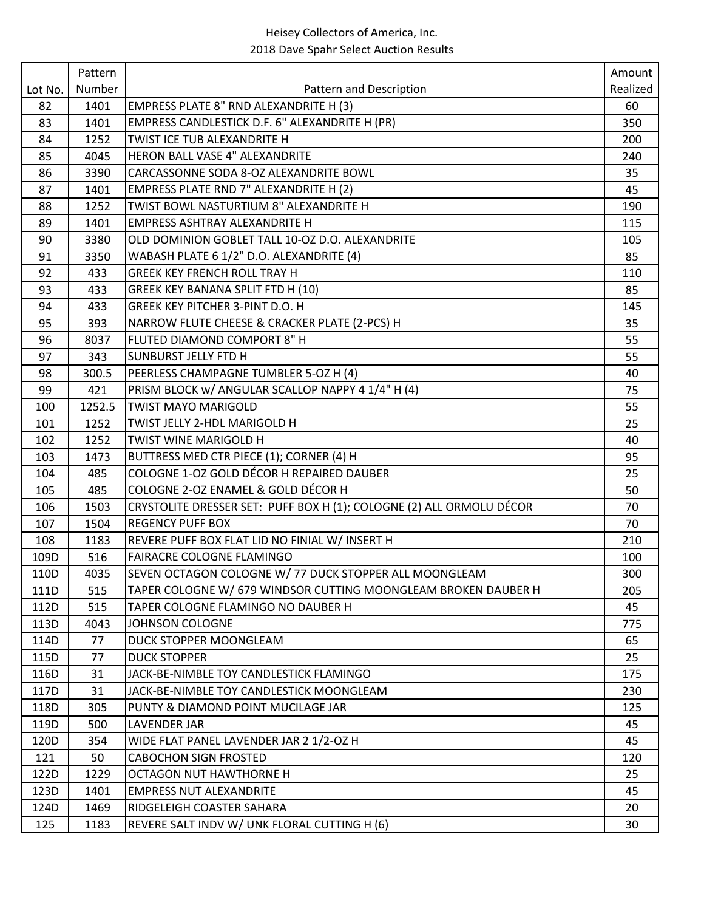Heisey Collectors of America, Inc.
2018 Dave Spahr Select Auction Results

| Lot No. | Pattern Number | Pattern and Description | Amount Realized |
|---|---|---|---|
| 82 | 1401 | EMPRESS PLATE 8" RND ALEXANDRITE H (3) | 60 |
| 83 | 1401 | EMPRESS CANDLESTICK D.F. 6" ALEXANDRITE H (PR) | 350 |
| 84 | 1252 | TWIST ICE TUB ALEXANDRITE H | 200 |
| 85 | 4045 | HERON BALL VASE 4" ALEXANDRITE | 240 |
| 86 | 3390 | CARCASSONNE SODA 8-OZ ALEXANDRITE BOWL | 35 |
| 87 | 1401 | EMPRESS PLATE RND 7" ALEXANDRITE H (2) | 45 |
| 88 | 1252 | TWIST BOWL NASTURTIUM 8" ALEXANDRITE H | 190 |
| 89 | 1401 | EMPRESS ASHTRAY ALEXANDRITE H | 115 |
| 90 | 3380 | OLD DOMINION GOBLET TALL 10-OZ D.O. ALEXANDRITE | 105 |
| 91 | 3350 | WABASH PLATE 6 1/2" D.O. ALEXANDRITE (4) | 85 |
| 92 | 433 | GREEK KEY FRENCH ROLL TRAY H | 110 |
| 93 | 433 | GREEK KEY BANANA SPLIT FTD H (10) | 85 |
| 94 | 433 | GREEK KEY PITCHER 3-PINT D.O. H | 145 |
| 95 | 393 | NARROW FLUTE CHEESE & CRACKER PLATE (2-PCS) H | 35 |
| 96 | 8037 | FLUTED DIAMOND COMPORT 8" H | 55 |
| 97 | 343 | SUNBURST JELLY FTD H | 55 |
| 98 | 300.5 | PEERLESS CHAMPAGNE TUMBLER 5-OZ H (4) | 40 |
| 99 | 421 | PRISM BLOCK w/ ANGULAR SCALLOP NAPPY 4 1/4" H (4) | 75 |
| 100 | 1252.5 | TWIST MAYO MARIGOLD | 55 |
| 101 | 1252 | TWIST JELLY 2-HDL MARIGOLD H | 25 |
| 102 | 1252 | TWIST WINE MARIGOLD H | 40 |
| 103 | 1473 | BUTTRESS MED CTR PIECE (1); CORNER (4) H | 95 |
| 104 | 485 | COLOGNE 1-OZ GOLD DÉCOR H REPAIRED DAUBER | 25 |
| 105 | 485 | COLOGNE 2-OZ ENAMEL & GOLD DÉCOR H | 50 |
| 106 | 1503 | CRYSTOLITE DRESSER SET: PUFF BOX H (1); COLOGNE (2) ALL ORMOLU DÉCOR | 70 |
| 107 | 1504 | REGENCY PUFF BOX | 70 |
| 108 | 1183 | REVERE PUFF BOX FLAT LID NO FINIAL W/ INSERT H | 210 |
| 109D | 516 | FAIRACRE COLOGNE FLAMINGO | 100 |
| 110D | 4035 | SEVEN OCTAGON COLOGNE W/ 77 DUCK STOPPER ALL MOONGLEAM | 300 |
| 111D | 515 | TAPER COLOGNE W/ 679 WINDSOR CUTTING MOONGLEAM BROKEN DAUBER H | 205 |
| 112D | 515 | TAPER COLOGNE FLAMINGO NO DAUBER H | 45 |
| 113D | 4043 | JOHNSON COLOGNE | 775 |
| 114D | 77 | DUCK STOPPER MOONGLEAM | 65 |
| 115D | 77 | DUCK STOPPER | 25 |
| 116D | 31 | JACK-BE-NIMBLE TOY CANDLESTICK FLAMINGO | 175 |
| 117D | 31 | JACK-BE-NIMBLE TOY CANDLESTICK MOONGLEAM | 230 |
| 118D | 305 | PUNTY & DIAMOND POINT MUCILAGE JAR | 125 |
| 119D | 500 | LAVENDER JAR | 45 |
| 120D | 354 | WIDE FLAT PANEL LAVENDER JAR 2 1/2-OZ H | 45 |
| 121 | 50 | CABOCHON SIGN FROSTED | 120 |
| 122D | 1229 | OCTAGON NUT HAWTHORNE H | 25 |
| 123D | 1401 | EMPRESS NUT ALEXANDRITE | 45 |
| 124D | 1469 | RIDGELEIGH COASTER SAHARA | 20 |
| 125 | 1183 | REVERE SALT INDV W/ UNK FLORAL CUTTING H (6) | 30 |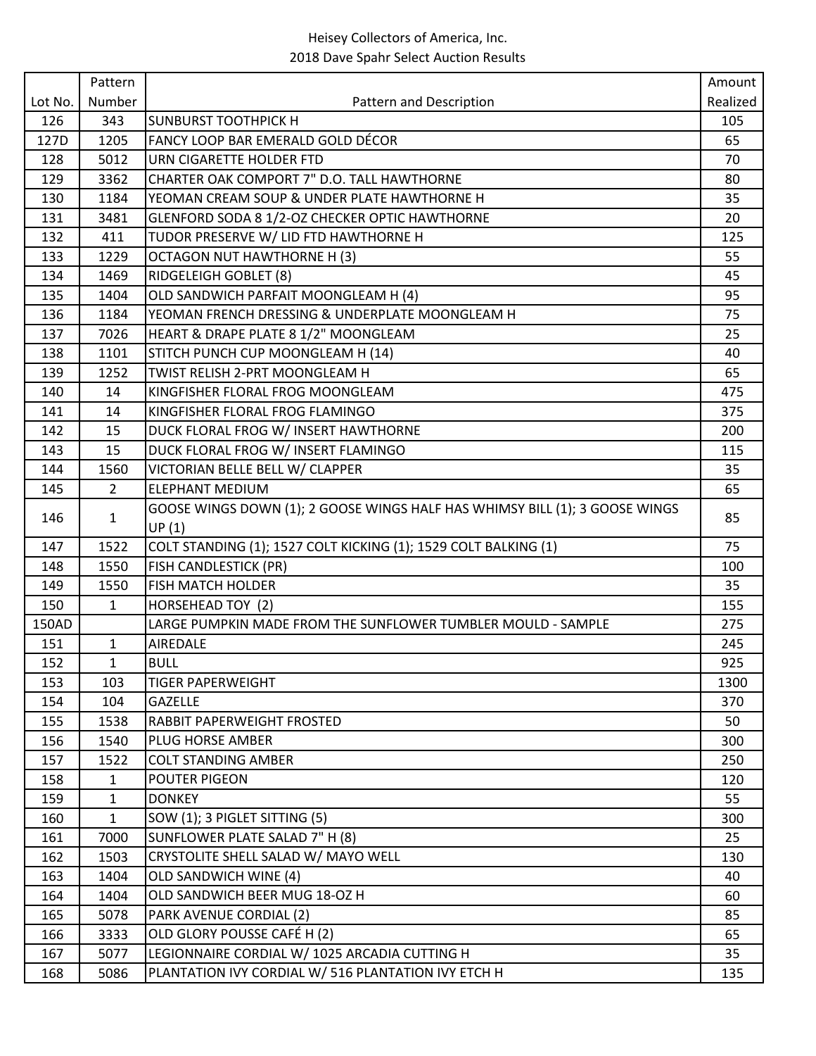Heisey Collectors of America, Inc.
2018 Dave Spahr Select Auction Results

| Lot No. | Pattern Number | Pattern and Description | Amount Realized |
|---|---|---|---|
| 126 | 343 | SUNBURST TOOTHPICK H | 105 |
| 127D | 1205 | FANCY LOOP BAR EMERALD GOLD DÉCOR | 65 |
| 128 | 5012 | URN CIGARETTE HOLDER FTD | 70 |
| 129 | 3362 | CHARTER OAK COMPORT 7" D.O. TALL HAWTHORNE | 80 |
| 130 | 1184 | YEOMAN CREAM SOUP & UNDER PLATE HAWTHORNE H | 35 |
| 131 | 3481 | GLENFORD SODA 8 1/2-OZ CHECKER OPTIC HAWTHORNE | 20 |
| 132 | 411 | TUDOR PRESERVE W/ LID FTD HAWTHORNE H | 125 |
| 133 | 1229 | OCTAGON NUT HAWTHORNE H (3) | 55 |
| 134 | 1469 | RIDGELEIGH GOBLET (8) | 45 |
| 135 | 1404 | OLD SANDWICH PARFAIT MOONGLEAM H (4) | 95 |
| 136 | 1184 | YEOMAN FRENCH DRESSING & UNDERPLATE MOONGLEAM H | 75 |
| 137 | 7026 | HEART & DRAPE PLATE 8 1/2" MOONGLEAM | 25 |
| 138 | 1101 | STITCH PUNCH CUP MOONGLEAM H (14) | 40 |
| 139 | 1252 | TWIST RELISH 2-PRT MOONGLEAM H | 65 |
| 140 | 14 | KINGFISHER FLORAL FROG MOONGLEAM | 475 |
| 141 | 14 | KINGFISHER FLORAL FROG FLAMINGO | 375 |
| 142 | 15 | DUCK FLORAL FROG W/ INSERT HAWTHORNE | 200 |
| 143 | 15 | DUCK FLORAL FROG W/ INSERT FLAMINGO | 115 |
| 144 | 1560 | VICTORIAN BELLE BELL W/ CLAPPER | 35 |
| 145 | 2 | ELEPHANT MEDIUM | 65 |
| 146 | 1 | GOOSE WINGS DOWN (1); 2 GOOSE WINGS HALF HAS WHIMSY BILL (1); 3 GOOSE WINGS UP (1) | 85 |
| 147 | 1522 | COLT STANDING (1); 1527 COLT KICKING (1); 1529 COLT BALKING (1) | 75 |
| 148 | 1550 | FISH CANDLESTICK (PR) | 100 |
| 149 | 1550 | FISH MATCH HOLDER | 35 |
| 150 | 1 | HORSEHEAD TOY (2) | 155 |
| 150AD | | LARGE PUMPKIN MADE FROM THE SUNFLOWER TUMBLER MOULD - SAMPLE | 275 |
| 151 | 1 | AIREDALE | 245 |
| 152 | 1 | BULL | 925 |
| 153 | 103 | TIGER PAPERWEIGHT | 1300 |
| 154 | 104 | GAZELLE | 370 |
| 155 | 1538 | RABBIT PAPERWEIGHT FROSTED | 50 |
| 156 | 1540 | PLUG HORSE AMBER | 300 |
| 157 | 1522 | COLT STANDING AMBER | 250 |
| 158 | 1 | POUTER PIGEON | 120 |
| 159 | 1 | DONKEY | 55 |
| 160 | 1 | SOW (1); 3 PIGLET SITTING (5) | 300 |
| 161 | 7000 | SUNFLOWER PLATE SALAD 7" H (8) | 25 |
| 162 | 1503 | CRYSTOLITE SHELL SALAD W/ MAYO WELL | 130 |
| 163 | 1404 | OLD SANDWICH WINE (4) | 40 |
| 164 | 1404 | OLD SANDWICH BEER MUG 18-OZ H | 60 |
| 165 | 5078 | PARK AVENUE CORDIAL (2) | 85 |
| 166 | 3333 | OLD GLORY POUSSE CAFÉ H (2) | 65 |
| 167 | 5077 | LEGIONNAIRE CORDIAL W/ 1025 ARCADIA CUTTING H | 35 |
| 168 | 5086 | PLANTATION IVY CORDIAL W/ 516 PLANTATION IVY ETCH H | 135 |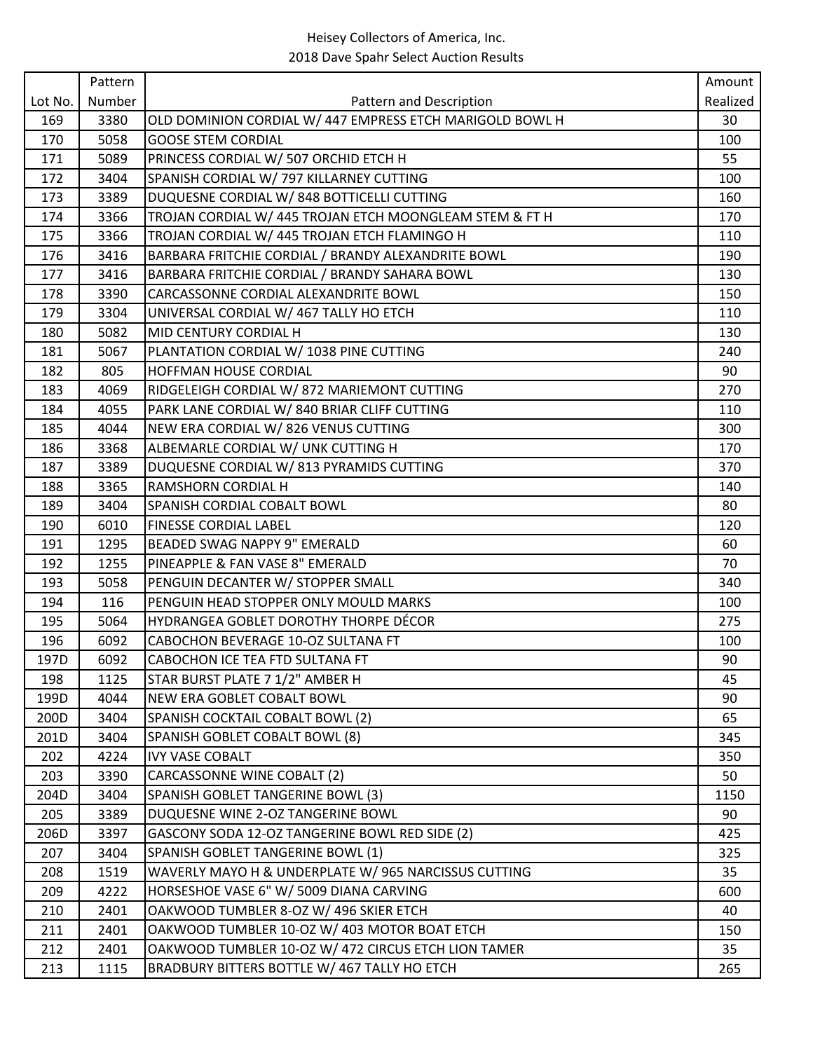Heisey Collectors of America, Inc.
2018 Dave Spahr Select Auction Results

| Lot No. | Pattern Number | Pattern and Description | Amount Realized |
|---|---|---|---|
| 169 | 3380 | OLD DOMINION CORDIAL W/ 447 EMPRESS ETCH MARIGOLD BOWL H | 30 |
| 170 | 5058 | GOOSE STEM CORDIAL | 100 |
| 171 | 5089 | PRINCESS CORDIAL W/ 507 ORCHID ETCH H | 55 |
| 172 | 3404 | SPANISH CORDIAL W/ 797 KILLARNEY CUTTING | 100 |
| 173 | 3389 | DUQUESNE CORDIAL W/ 848 BOTTICELLI CUTTING | 160 |
| 174 | 3366 | TROJAN CORDIAL W/ 445 TROJAN ETCH MOONGLEAM STEM & FT H | 170 |
| 175 | 3366 | TROJAN CORDIAL W/ 445 TROJAN ETCH FLAMINGO H | 110 |
| 176 | 3416 | BARBARA FRITCHIE CORDIAL / BRANDY ALEXANDRITE BOWL | 190 |
| 177 | 3416 | BARBARA FRITCHIE CORDIAL / BRANDY SAHARA BOWL | 130 |
| 178 | 3390 | CARCASSONNE CORDIAL ALEXANDRITE BOWL | 150 |
| 179 | 3304 | UNIVERSAL CORDIAL W/ 467 TALLY HO ETCH | 110 |
| 180 | 5082 | MID CENTURY CORDIAL H | 130 |
| 181 | 5067 | PLANTATION CORDIAL W/ 1038 PINE CUTTING | 240 |
| 182 | 805 | HOFFMAN HOUSE CORDIAL | 90 |
| 183 | 4069 | RIDGELEIGH CORDIAL W/ 872 MARIEMONT CUTTING | 270 |
| 184 | 4055 | PARK LANE CORDIAL W/ 840 BRIAR CLIFF CUTTING | 110 |
| 185 | 4044 | NEW ERA CORDIAL W/ 826 VENUS CUTTING | 300 |
| 186 | 3368 | ALBEMARLE CORDIAL W/ UNK CUTTING H | 170 |
| 187 | 3389 | DUQUESNE CORDIAL W/ 813 PYRAMIDS CUTTING | 370 |
| 188 | 3365 | RAMSHORN CORDIAL H | 140 |
| 189 | 3404 | SPANISH CORDIAL COBALT BOWL | 80 |
| 190 | 6010 | FINESSE CORDIAL LABEL | 120 |
| 191 | 1295 | BEADED SWAG NAPPY 9" EMERALD | 60 |
| 192 | 1255 | PINEAPPLE & FAN VASE 8" EMERALD | 70 |
| 193 | 5058 | PENGUIN DECANTER W/ STOPPER SMALL | 340 |
| 194 | 116 | PENGUIN HEAD STOPPER ONLY MOULD MARKS | 100 |
| 195 | 5064 | HYDRANGEA GOBLET DOROTHY THORPE DÉCOR | 275 |
| 196 | 6092 | CABOCHON BEVERAGE 10-OZ SULTANA FT | 100 |
| 197D | 6092 | CABOCHON ICE TEA FTD SULTANA FT | 90 |
| 198 | 1125 | STAR BURST PLATE 7 1/2" AMBER H | 45 |
| 199D | 4044 | NEW ERA GOBLET COBALT BOWL | 90 |
| 200D | 3404 | SPANISH COCKTAIL COBALT BOWL (2) | 65 |
| 201D | 3404 | SPANISH GOBLET COBALT BOWL (8) | 345 |
| 202 | 4224 | IVY VASE COBALT | 350 |
| 203 | 3390 | CARCASSONNE WINE COBALT (2) | 50 |
| 204D | 3404 | SPANISH GOBLET TANGERINE BOWL (3) | 1150 |
| 205 | 3389 | DUQUESNE WINE 2-OZ TANGERINE BOWL | 90 |
| 206D | 3397 | GASCONY SODA 12-OZ TANGERINE BOWL RED SIDE (2) | 425 |
| 207 | 3404 | SPANISH GOBLET TANGERINE BOWL (1) | 325 |
| 208 | 1519 | WAVERLY MAYO H & UNDERPLATE W/ 965 NARCISSUS CUTTING | 35 |
| 209 | 4222 | HORSESHOE VASE 6" W/ 5009 DIANA CARVING | 600 |
| 210 | 2401 | OAKWOOD TUMBLER 8-OZ W/ 496 SKIER ETCH | 40 |
| 211 | 2401 | OAKWOOD TUMBLER 10-OZ W/ 403 MOTOR BOAT ETCH | 150 |
| 212 | 2401 | OAKWOOD TUMBLER 10-OZ W/ 472 CIRCUS ETCH LION TAMER | 35 |
| 213 | 1115 | BRADBURY BITTERS BOTTLE W/ 467 TALLY HO ETCH | 265 |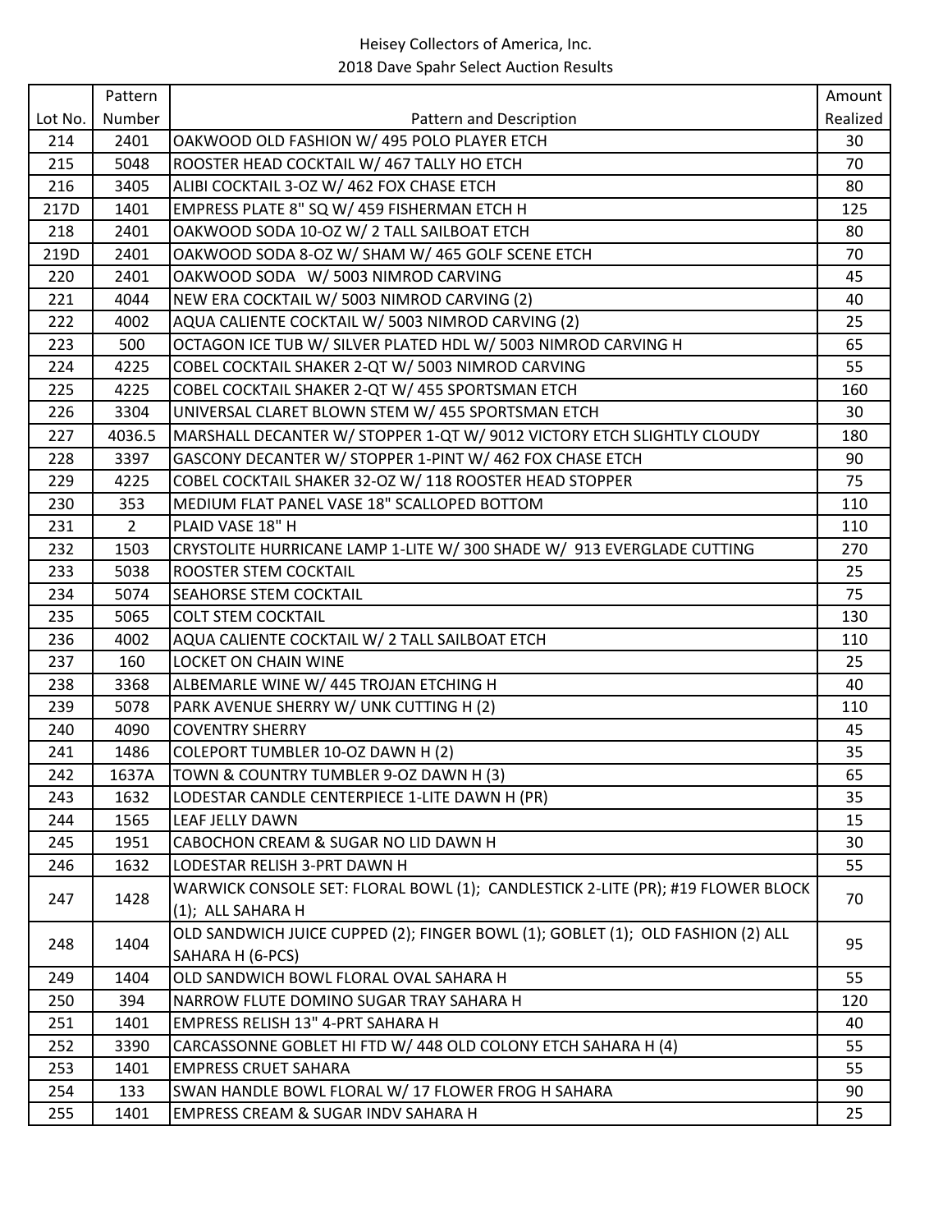Heisey Collectors of America, Inc.
2018 Dave Spahr Select Auction Results

| Lot No. | Pattern Number | Pattern and Description | Amount Realized |
|---|---|---|---|
| 214 | 2401 | OAKWOOD OLD FASHION W/ 495 POLO PLAYER ETCH | 30 |
| 215 | 5048 | ROOSTER HEAD COCKTAIL W/ 467 TALLY HO ETCH | 70 |
| 216 | 3405 | ALIBI COCKTAIL 3-OZ W/ 462 FOX CHASE ETCH | 80 |
| 217D | 1401 | EMPRESS PLATE 8" SQ W/ 459 FISHERMAN ETCH H | 125 |
| 218 | 2401 | OAKWOOD SODA 10-OZ W/ 2 TALL SAILBOAT ETCH | 80 |
| 219D | 2401 | OAKWOOD SODA 8-OZ W/ SHAM W/ 465 GOLF SCENE ETCH | 70 |
| 220 | 2401 | OAKWOOD SODA W/ 5003 NIMROD CARVING | 45 |
| 221 | 4044 | NEW ERA COCKTAIL W/ 5003 NIMROD CARVING (2) | 40 |
| 222 | 4002 | AQUA CALIENTE COCKTAIL W/ 5003 NIMROD CARVING (2) | 25 |
| 223 | 500 | OCTAGON ICE TUB W/ SILVER PLATED HDL W/ 5003 NIMROD CARVING H | 65 |
| 224 | 4225 | COBEL COCKTAIL SHAKER 2-QT W/ 5003 NIMROD CARVING | 55 |
| 225 | 4225 | COBEL COCKTAIL SHAKER 2-QT W/ 455 SPORTSMAN ETCH | 160 |
| 226 | 3304 | UNIVERSAL CLARET BLOWN STEM W/ 455 SPORTSMAN ETCH | 30 |
| 227 | 4036.5 | MARSHALL DECANTER W/ STOPPER 1-QT W/ 9012 VICTORY ETCH SLIGHTLY CLOUDY | 180 |
| 228 | 3397 | GASCONY DECANTER W/ STOPPER 1-PINT W/ 462 FOX CHASE ETCH | 90 |
| 229 | 4225 | COBEL COCKTAIL SHAKER 32-OZ W/ 118 ROOSTER HEAD STOPPER | 75 |
| 230 | 353 | MEDIUM FLAT PANEL VASE 18" SCALLOPED BOTTOM | 110 |
| 231 | 2 | PLAID VASE 18" H | 110 |
| 232 | 1503 | CRYSTOLITE HURRICANE LAMP 1-LITE W/ 300 SHADE W/ 913 EVERGLADE CUTTING | 270 |
| 233 | 5038 | ROOSTER STEM COCKTAIL | 25 |
| 234 | 5074 | SEAHORSE STEM COCKTAIL | 75 |
| 235 | 5065 | COLT STEM COCKTAIL | 130 |
| 236 | 4002 | AQUA CALIENTE COCKTAIL W/ 2 TALL SAILBOAT ETCH | 110 |
| 237 | 160 | LOCKET ON CHAIN WINE | 25 |
| 238 | 3368 | ALBEMARLE WINE W/ 445 TROJAN ETCHING H | 40 |
| 239 | 5078 | PARK AVENUE SHERRY W/ UNK CUTTING H (2) | 110 |
| 240 | 4090 | COVENTRY SHERRY | 45 |
| 241 | 1486 | COLEPORT TUMBLER 10-OZ DAWN H (2) | 35 |
| 242 | 1637A | TOWN & COUNTRY TUMBLER 9-OZ DAWN H (3) | 65 |
| 243 | 1632 | LODESTAR CANDLE CENTERPIECE 1-LITE DAWN H (PR) | 35 |
| 244 | 1565 | LEAF JELLY DAWN | 15 |
| 245 | 1951 | CABOCHON CREAM & SUGAR NO LID DAWN H | 30 |
| 246 | 1632 | LODESTAR RELISH 3-PRT DAWN H | 55 |
| 247 | 1428 | WARWICK CONSOLE SET: FLORAL BOWL (1); CANDLESTICK 2-LITE (PR); #19 FLOWER BLOCK (1); ALL SAHARA H | 70 |
| 248 | 1404 | OLD SANDWICH JUICE CUPPED (2); FINGER BOWL (1); GOBLET (1); OLD FASHION (2) ALL SAHARA H (6-PCS) | 95 |
| 249 | 1404 | OLD SANDWICH BOWL FLORAL OVAL SAHARA H | 55 |
| 250 | 394 | NARROW FLUTE DOMINO SUGAR TRAY SAHARA H | 120 |
| 251 | 1401 | EMPRESS RELISH 13" 4-PRT SAHARA H | 40 |
| 252 | 3390 | CARCASSONNE GOBLET HI FTD W/ 448 OLD COLONY ETCH SAHARA H (4) | 55 |
| 253 | 1401 | EMPRESS CRUET SAHARA | 55 |
| 254 | 133 | SWAN HANDLE BOWL FLORAL W/ 17 FLOWER FROG H SAHARA | 90 |
| 255 | 1401 | EMPRESS CREAM & SUGAR INDV SAHARA H | 25 |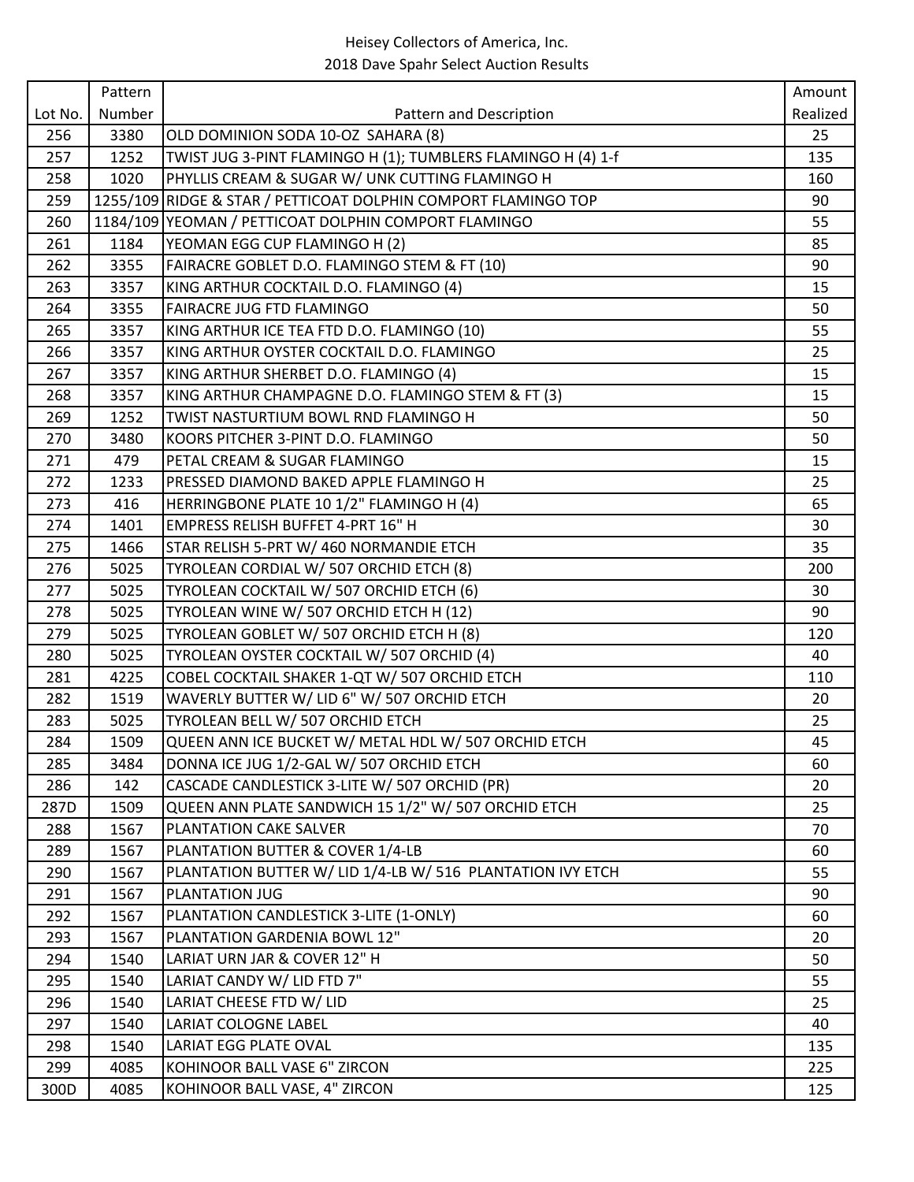Heisey Collectors of America, Inc.
2018 Dave Spahr Select Auction Results

| Lot No. | Pattern Number | Pattern and Description | Amount Realized |
|---|---|---|---|
| 256 | 3380 | OLD DOMINION SODA 10-OZ SAHARA (8) | 25 |
| 257 | 1252 | TWIST JUG 3-PINT FLAMINGO H (1); TUMBLERS FLAMINGO H (4) 1-f | 135 |
| 258 | 1020 | PHYLLIS CREAM & SUGAR W/ UNK CUTTING FLAMINGO H | 160 |
| 259 | 1255/109 | RIDGE & STAR / PETTICOAT DOLPHIN COMPORT FLAMINGO TOP | 90 |
| 260 | 1184/109 | YEOMAN / PETTICOAT DOLPHIN COMPORT FLAMINGO | 55 |
| 261 | 1184 | YEOMAN EGG CUP FLAMINGO H (2) | 85 |
| 262 | 3355 | FAIRACRE GOBLET D.O. FLAMINGO STEM & FT (10) | 90 |
| 263 | 3357 | KING ARTHUR COCKTAIL D.O. FLAMINGO (4) | 15 |
| 264 | 3355 | FAIRACRE JUG FTD FLAMINGO | 50 |
| 265 | 3357 | KING ARTHUR ICE TEA FTD D.O. FLAMINGO (10) | 55 |
| 266 | 3357 | KING ARTHUR OYSTER COCKTAIL D.O. FLAMINGO | 25 |
| 267 | 3357 | KING ARTHUR SHERBET D.O. FLAMINGO (4) | 15 |
| 268 | 3357 | KING ARTHUR CHAMPAGNE D.O. FLAMINGO STEM & FT (3) | 15 |
| 269 | 1252 | TWIST NASTURTIUM BOWL RND FLAMINGO H | 50 |
| 270 | 3480 | KOORS PITCHER 3-PINT D.O. FLAMINGO | 50 |
| 271 | 479 | PETAL CREAM & SUGAR FLAMINGO | 15 |
| 272 | 1233 | PRESSED DIAMOND BAKED APPLE FLAMINGO H | 25 |
| 273 | 416 | HERRINGBONE PLATE 10 1/2" FLAMINGO H (4) | 65 |
| 274 | 1401 | EMPRESS RELISH BUFFET 4-PRT 16" H | 30 |
| 275 | 1466 | STAR RELISH 5-PRT W/ 460 NORMANDIE ETCH | 35 |
| 276 | 5025 | TYROLEAN CORDIAL W/ 507 ORCHID ETCH (8) | 200 |
| 277 | 5025 | TYROLEAN COCKTAIL W/ 507 ORCHID ETCH (6) | 30 |
| 278 | 5025 | TYROLEAN WINE W/ 507 ORCHID ETCH H (12) | 90 |
| 279 | 5025 | TYROLEAN GOBLET W/ 507 ORCHID ETCH H (8) | 120 |
| 280 | 5025 | TYROLEAN OYSTER COCKTAIL W/ 507 ORCHID (4) | 40 |
| 281 | 4225 | COBEL COCKTAIL SHAKER 1-QT W/ 507 ORCHID ETCH | 110 |
| 282 | 1519 | WAVERLY BUTTER W/ LID 6" W/ 507 ORCHID ETCH | 20 |
| 283 | 5025 | TYROLEAN BELL W/ 507 ORCHID ETCH | 25 |
| 284 | 1509 | QUEEN ANN ICE BUCKET W/ METAL HDL W/ 507 ORCHID ETCH | 45 |
| 285 | 3484 | DONNA ICE JUG 1/2-GAL W/ 507 ORCHID ETCH | 60 |
| 286 | 142 | CASCADE CANDLESTICK 3-LITE W/ 507 ORCHID (PR) | 20 |
| 287D | 1509 | QUEEN ANN PLATE SANDWICH 15 1/2" W/ 507 ORCHID ETCH | 25 |
| 288 | 1567 | PLANTATION CAKE SALVER | 70 |
| 289 | 1567 | PLANTATION BUTTER & COVER 1/4-LB | 60 |
| 290 | 1567 | PLANTATION BUTTER W/ LID 1/4-LB W/ 516 PLANTATION IVY ETCH | 55 |
| 291 | 1567 | PLANTATION JUG | 90 |
| 292 | 1567 | PLANTATION CANDLESTICK 3-LITE (1-ONLY) | 60 |
| 293 | 1567 | PLANTATION GARDENIA BOWL 12" | 20 |
| 294 | 1540 | LARIAT URN JAR & COVER 12" H | 50 |
| 295 | 1540 | LARIAT CANDY W/ LID FTD 7" | 55 |
| 296 | 1540 | LARIAT CHEESE FTD W/ LID | 25 |
| 297 | 1540 | LARIAT COLOGNE LABEL | 40 |
| 298 | 1540 | LARIAT EGG PLATE OVAL | 135 |
| 299 | 4085 | KOHINOOR BALL VASE 6" ZIRCON | 225 |
| 300D | 4085 | KOHINOOR BALL VASE, 4" ZIRCON | 125 |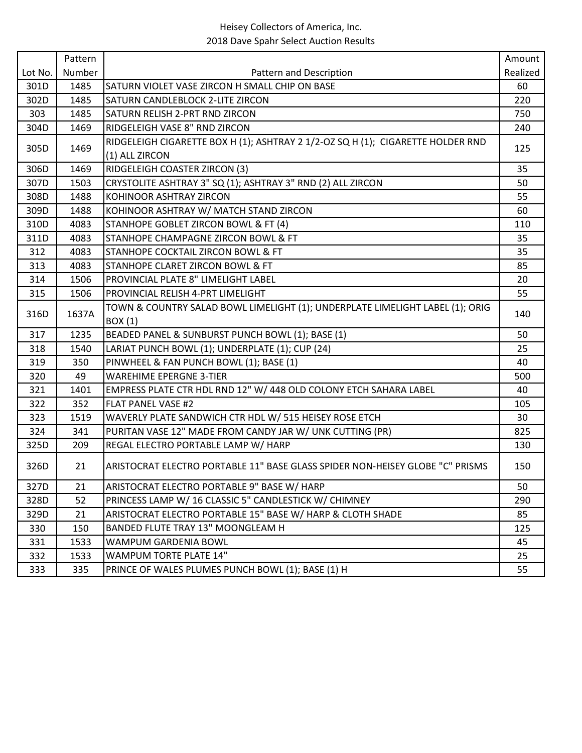Heisey Collectors of America, Inc.
2018 Dave Spahr Select Auction Results

| Lot No. | Pattern Number | Pattern and Description | Amount Realized |
|---|---|---|---|
| 301D | 1485 | SATURN VIOLET VASE ZIRCON H SMALL CHIP ON BASE | 60 |
| 302D | 1485 | SATURN CANDLEBLOCK 2-LITE ZIRCON | 220 |
| 303 | 1485 | SATURN RELISH 2-PRT RND ZIRCON | 750 |
| 304D | 1469 | RIDGELEIGH VASE 8" RND ZIRCON | 240 |
| 305D | 1469 | RIDGELEIGH CIGARETTE BOX H (1); ASHTRAY 2 1/2-OZ SQ H (1); CIGARETTE HOLDER RND (1) ALL ZIRCON | 125 |
| 306D | 1469 | RIDGELEIGH COASTER ZIRCON (3) | 35 |
| 307D | 1503 | CRYSTOLITE ASHTRAY 3" SQ (1); ASHTRAY 3" RND (2) ALL ZIRCON | 50 |
| 308D | 1488 | KOHINOOR ASHTRAY ZIRCON | 55 |
| 309D | 1488 | KOHINOOR ASHTRAY W/ MATCH STAND ZIRCON | 60 |
| 310D | 4083 | STANHOPE GOBLET ZIRCON BOWL & FT (4) | 110 |
| 311D | 4083 | STANHOPE CHAMPAGNE ZIRCON BOWL & FT | 35 |
| 312 | 4083 | STANHOPE COCKTAIL ZIRCON BOWL & FT | 35 |
| 313 | 4083 | STANHOPE CLARET ZIRCON BOWL & FT | 85 |
| 314 | 1506 | PROVINCIAL PLATE 8" LIMELIGHT LABEL | 20 |
| 315 | 1506 | PROVINCIAL RELISH 4-PRT LIMELIGHT | 55 |
| 316D | 1637A | TOWN & COUNTRY SALAD BOWL LIMELIGHT (1); UNDERPLATE LIMELIGHT LABEL (1); ORIG BOX (1) | 140 |
| 317 | 1235 | BEADED PANEL & SUNBURST PUNCH BOWL (1); BASE (1) | 50 |
| 318 | 1540 | LARIAT PUNCH BOWL (1); UNDERPLATE (1); CUP (24) | 25 |
| 319 | 350 | PINWHEEL & FAN PUNCH BOWL (1); BASE (1) | 40 |
| 320 | 49 | WAREHIME EPERGNE 3-TIER | 500 |
| 321 | 1401 | EMPRESS PLATE CTR HDL RND 12" W/ 448 OLD COLONY ETCH SAHARA LABEL | 40 |
| 322 | 352 | FLAT PANEL VASE #2 | 105 |
| 323 | 1519 | WAVERLY PLATE SANDWICH CTR HDL W/ 515 HEISEY ROSE ETCH | 30 |
| 324 | 341 | PURITAN VASE 12" MADE FROM CANDY JAR W/ UNK CUTTING (PR) | 825 |
| 325D | 209 | REGAL ELECTRO PORTABLE LAMP W/ HARP | 130 |
| 326D | 21 | ARISTOCRAT ELECTRO PORTABLE 11" BASE GLASS SPIDER NON-HEISEY GLOBE "C" PRISMS | 150 |
| 327D | 21 | ARISTOCRAT ELECTRO PORTABLE 9" BASE W/ HARP | 50 |
| 328D | 52 | PRINCESS LAMP W/ 16 CLASSIC 5" CANDLESTICK W/ CHIMNEY | 290 |
| 329D | 21 | ARISTOCRAT ELECTRO PORTABLE 15" BASE W/ HARP & CLOTH SHADE | 85 |
| 330 | 150 | BANDED FLUTE TRAY 13" MOONGLEAM H | 125 |
| 331 | 1533 | WAMPUM GARDENIA BOWL | 45 |
| 332 | 1533 | WAMPUM TORTE PLATE 14" | 25 |
| 333 | 335 | PRINCE OF WALES PLUMES PUNCH BOWL (1); BASE (1) H | 55 |